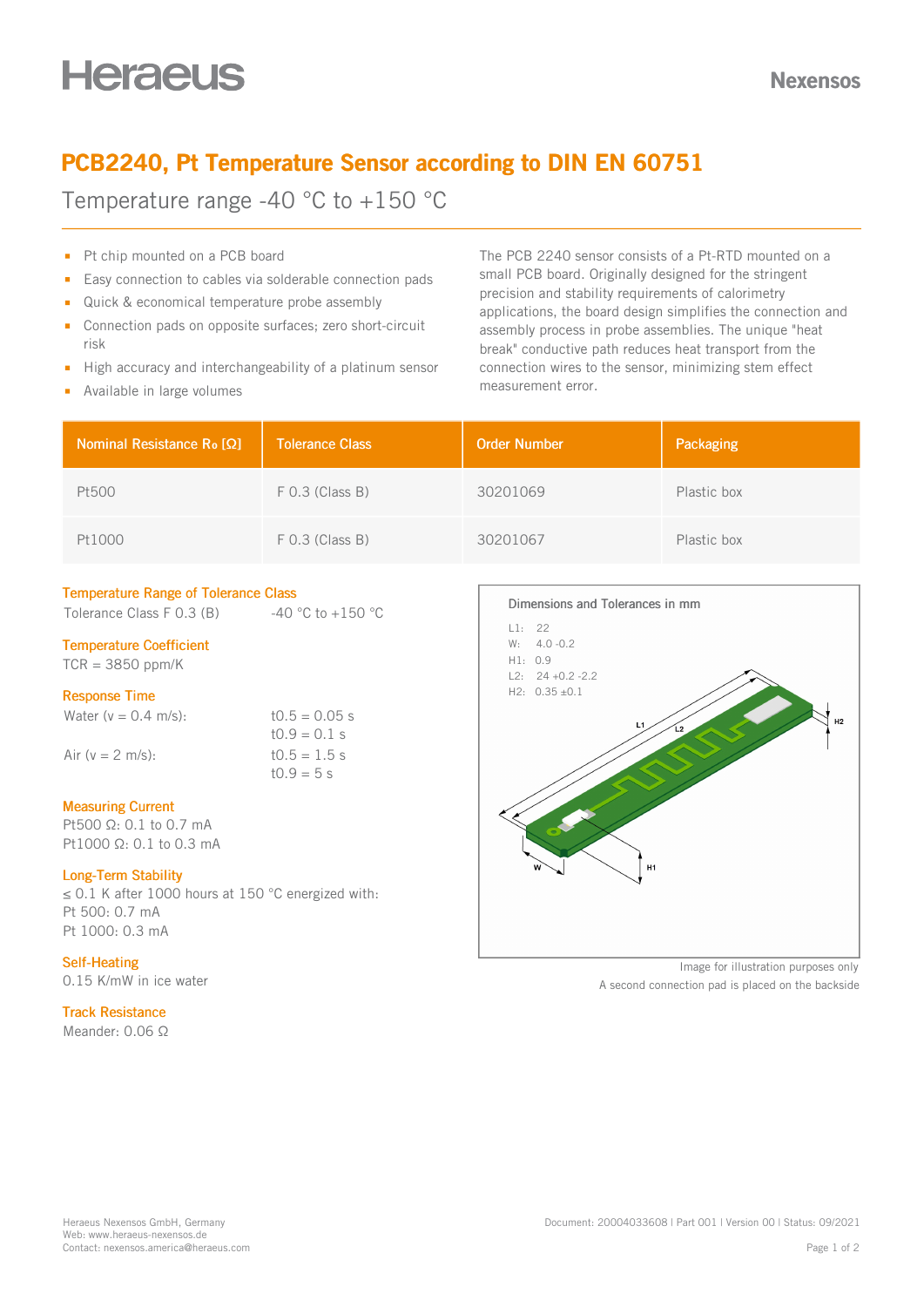Heraeus

Nexensos

# PCB2240, Pt Temperature Sensor according to DIN EN 60751

## Temperature range -40 °C to +150 °C

- Pt chip mounted on a PCB board
- Easy connection to cables via solderable connection pads
- Quick & economical temperature probe assembly
- Connection pads on opposite surfaces; zero short-circuit risk
- High accuracy and interchangeability of a platinum sensor
- Available in large volumes

The PCB 2240 sensor consists of a Pt-RTD mounted on a small PCB board. Originally designed for the stringent precision and stability requirements of calorimetry applications, the board design simplifies the connection and assembly process in probe assemblies. The unique "heat break" conductive path reduces heat transport from the connection wires to the sensor, minimizing stem effect measurement error.

| Nominal Resistance $R_0$ [Ω] | Tolerance Class | Order Number | Packaging |
|---|---|---|---|
| Pt500 | F 0.3 (Class B) | 30201069 | Plastic box |
| Pt1000 | F 0.3 (Class B) | 30201067 | Plastic box |

### Temperature Range of Tolerance Class

Tolerance Class F 0.3 (B) -40 °C to +150 °C

### Temperature Coefficient

TCR = 3850 ppm/K

### Response Time

Water (v = 0.4 m/s): $t_{0.5}$ = 0.05 s, $t_{0.9}$ = 0.1 s

Air (v = 2 m/s): $t_{0.5}$ = 1.5 s, $t_{0.9}$ = 5 s

### Measuring Current

Pt500 Ω: 0.1 to 0.7 mA
Pt1000 Ω: 0.1 to 0.3 mA

### Long-Term Stability

≤ 0.1 K after 1000 hours at 150 °C energized with:
Pt 500: 0.7 mA
Pt 1000: 0.3 mA

### Self-Heating

0.15 K/mW in ice water

### Track Resistance

Meander: 0.06 Ω

**Dimensions and Tolerances in mm**

L1: 22
W: 4.0 -0.2
H1: 0.9
L2: 24 +0.2 -2.2
H2: 0.35 ±0.1

Image for illustration purposes only
A second connection pad is placed on the backside

Heraeus Nexensos GmbH, Germany
Web: www.heraeus-nexensos.de
Contact: nexensos.america@heraeus.com

Document: 20004033608 | Part 001 | Version 00 | Status: 09/2021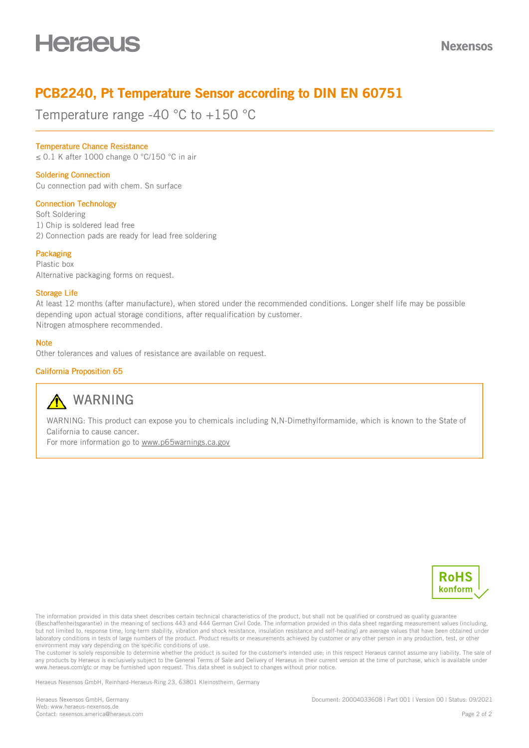# PCB2240, Pt Temperature Sensor according to DIN EN 60751

Temperature range -40 °C to +150 °C

### Temperature Chance Resistance

≤ 0.1 K after 1000 change 0 °C/150 °C in air

### Soldering Connection

Cu connection pad with chem. Sn surface

### Connection Technology

Soft Soldering
1) Chip is soldered lead free
2) Connection pads are ready for lead free soldering

### Packaging

Plastic box
Alternative packaging forms on request.

### Storage Life

At least 12 months (after manufacture), when stored under the recommended conditions. Longer shelf life may be possible depending upon actual storage conditions, after requalification by customer.
Nitrogen atmosphere recommended.

### Note

Other tolerances and values of resistance are available on request.

### California Proposition 65

**⚠ WARNING**

WARNING: This product can expose you to chemicals including N,N-Dimethylformamide, which is known to the State of California to cause cancer.
For more information go to www.p65warnings.ca.gov

RoHS konform

The information provided in this data sheet describes certain technical characteristics of the product, but shall not be qualified or construed as quality guarantee (Beschaffenheitsgarantie) in the meaning of sections 443 and 444 German Civil Code. The information provided in this data sheet regarding measurement values (including, but not limited to, response time, long-term stability, vibration and shock resistance, insulation resistance and self-heating) are average values that have been obtained under laboratory conditions in tests of large numbers of the product. Product results or measurements achieved by customer or any other person in any production, test, or other environment may vary depending on the specific conditions of use.
The customer is solely responsible to determine whether the product is suited for the customer's intended use; in this respect Heraeus cannot assume any liability. The sale of any products by Heraeus is exclusively subject to the General Terms of Sale and Delivery of Heraeus in their current version at the time of purchase, which is available under www.heraeus.com/gtc or may be furnished upon request. This data sheet is subject to changes without prior notice.

Heraeus Nexensos GmbH, Reinhard-Heraeus-Ring 23, 63801 Kleinostheim, Germany

Heraeus Nexensos GmbH, Germany
Web: www.heraeus-nexensos.de
Contact: nexensos.america@heraeus.com

Document: 20004033608 | Part 001 | Version 00 | Status: 09/2021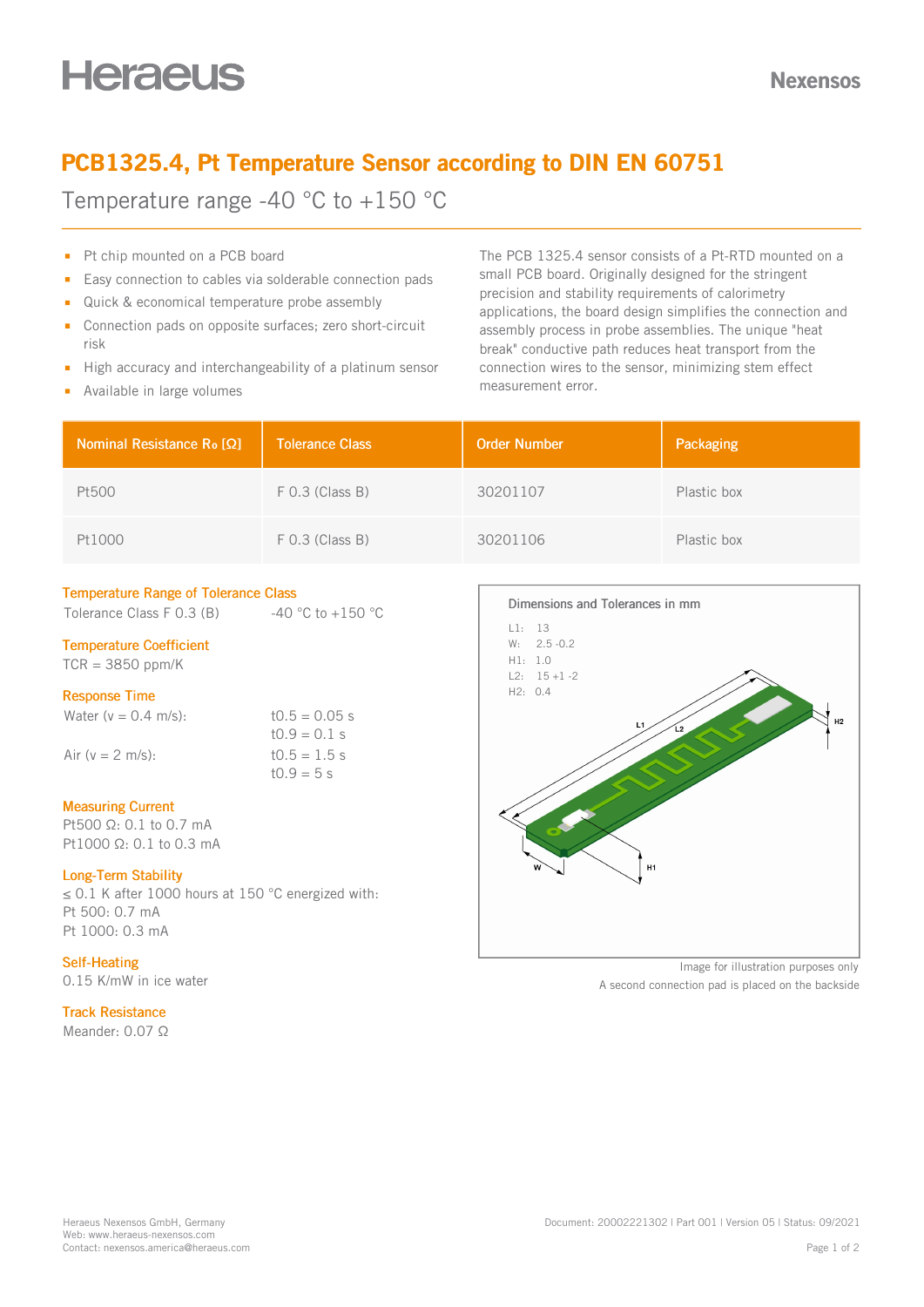Heraeus

Nexensos

# PCB1325.4, Pt Temperature Sensor according to DIN EN 60751

## Temperature range -40 °C to +150 °C

- Pt chip mounted on a PCB board
- Easy connection to cables via solderable connection pads
- Quick & economical temperature probe assembly
- Connection pads on opposite surfaces; zero short-circuit risk
- High accuracy and interchangeability of a platinum sensor
- Available in large volumes

The PCB 1325.4 sensor consists of a Pt-RTD mounted on a small PCB board. Originally designed for the stringent precision and stability requirements of calorimetry applications, the board design simplifies the connection and assembly process in probe assemblies. The unique "heat break" conductive path reduces heat transport from the connection wires to the sensor, minimizing stem effect measurement error.

| Nominal Resistance $R_0$ [Ω] | Tolerance Class | Order Number | Packaging |
|---|---|---|---|
| Pt500 | F 0.3 (Class B) | 30201107 | Plastic box |
| Pt1000 | F 0.3 (Class B) | 30201106 | Plastic box |

### Temperature Range of Tolerance Class

Tolerance Class F 0.3 (B) -40 °C to +150 °C

### Temperature Coefficient

TCR = 3850 ppm/K

### Response Time

| | |
|---|---|
| Water (v = 0.4 m/s): | $t_{0.5}$ = 0.05 s |
| | $t_{0.9}$ = 0.1 s |
| Air (v = 2 m/s): | $t_{0.5}$ = 1.5 s |
| | $t_{0.9}$ = 5 s |

### Measuring Current

Pt500 Ω: 0.1 to 0.7 mA
Pt1000 Ω: 0.1 to 0.3 mA

### Long-Term Stability

≤ 0.1 K after 1000 hours at 150 °C energized with:
Pt 500: 0.7 mA
Pt 1000: 0.3 mA

### Self-Heating

0.15 K/mW in ice water

### Track Resistance

Meander: 0.07 Ω

### Dimensions and Tolerances in mm

L1: 13
W: 2.5 -0.2
H1: 1.0
L2: 15 +1 -2
H2: 0.4

Image for illustration purposes only

A second connection pad is placed on the backside

Heraeus Nexensos GmbH, Germany
Web: www.heraeus-nexensos.com
Contact: nexensos.america@heraeus.com

Document: 20002221302 | Part 001 | Version 05 | Status: 09/2021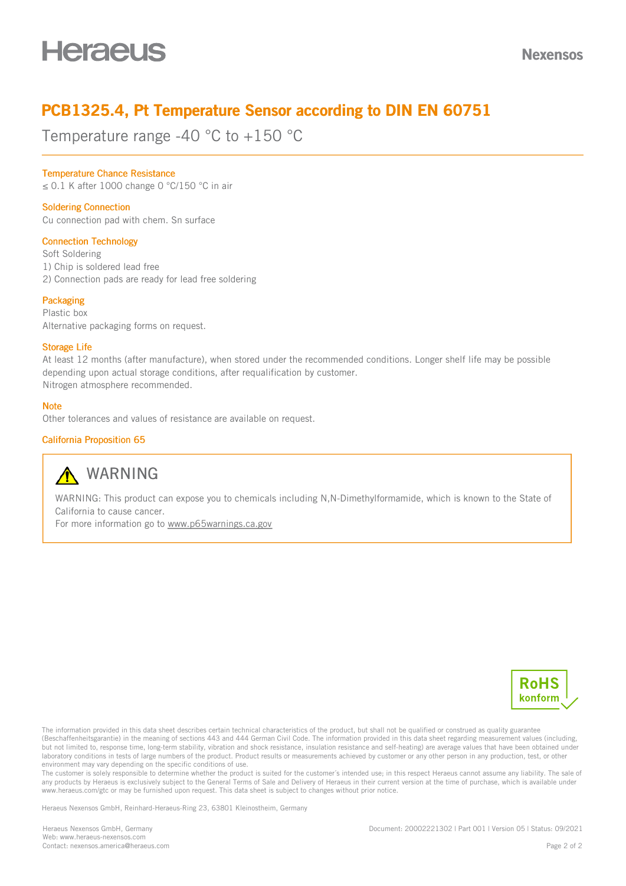# PCB1325.4, Pt Temperature Sensor according to DIN EN 60751

Temperature range -40 °C to +150 °C

### Temperature Chance Resistance

≤ 0.1 K after 1000 change 0 °C/150 °C in air

### Soldering Connection

Cu connection pad with chem. Sn surface

### Connection Technology

Soft Soldering
1) Chip is soldered lead free
2) Connection pads are ready for lead free soldering

### Packaging

Plastic box
Alternative packaging forms on request.

### Storage Life

At least 12 months (after manufacture), when stored under the recommended conditions. Longer shelf life may be possible depending upon actual storage conditions, after requalification by customer.
Nitrogen atmosphere recommended.

### Note

Other tolerances and values of resistance are available on request.

### California Proposition 65

**⚠ WARNING**

WARNING: This product can expose you to chemicals including N,N-Dimethylformamide, which is known to the State of California to cause cancer.
For more information go to www.p65warnings.ca.gov

RoHS konform

The information provided in this data sheet describes certain technical characteristics of the product, but shall not be qualified or construed as quality guarantee (Beschaffenheitsgarantie) in the meaning of sections 443 and 444 German Civil Code. The information provided in this data sheet regarding measurement values (including, but not limited to, response time, long-term stability, vibration and shock resistance, insulation resistance and self-heating) are average values that have been obtained under laboratory conditions in tests of large numbers of the product. Product results or measurements achieved by customer or any other person in any production, test, or other environment may vary depending on the specific conditions of use.
The customer is solely responsible to determine whether the product is suited for the customer´s intended use; in this respect Heraeus cannot assume any liability. The sale of any products by Heraeus is exclusively subject to the General Terms of Sale and Delivery of Heraeus in their current version at the time of purchase, which is available under www.heraeus.com/gtc or may be furnished upon request. This data sheet is subject to changes without prior notice.

Heraeus Nexensos GmbH, Reinhard-Heraeus-Ring 23, 63801 Kleinostheim, Germany

Heraeus Nexensos GmbH, Germany
Web: www.heraeus-nexensos.com
Contact: nexensos.america@heraeus.com

Document: 20002221302 | Part 001 | Version 05 | Status: 09/2021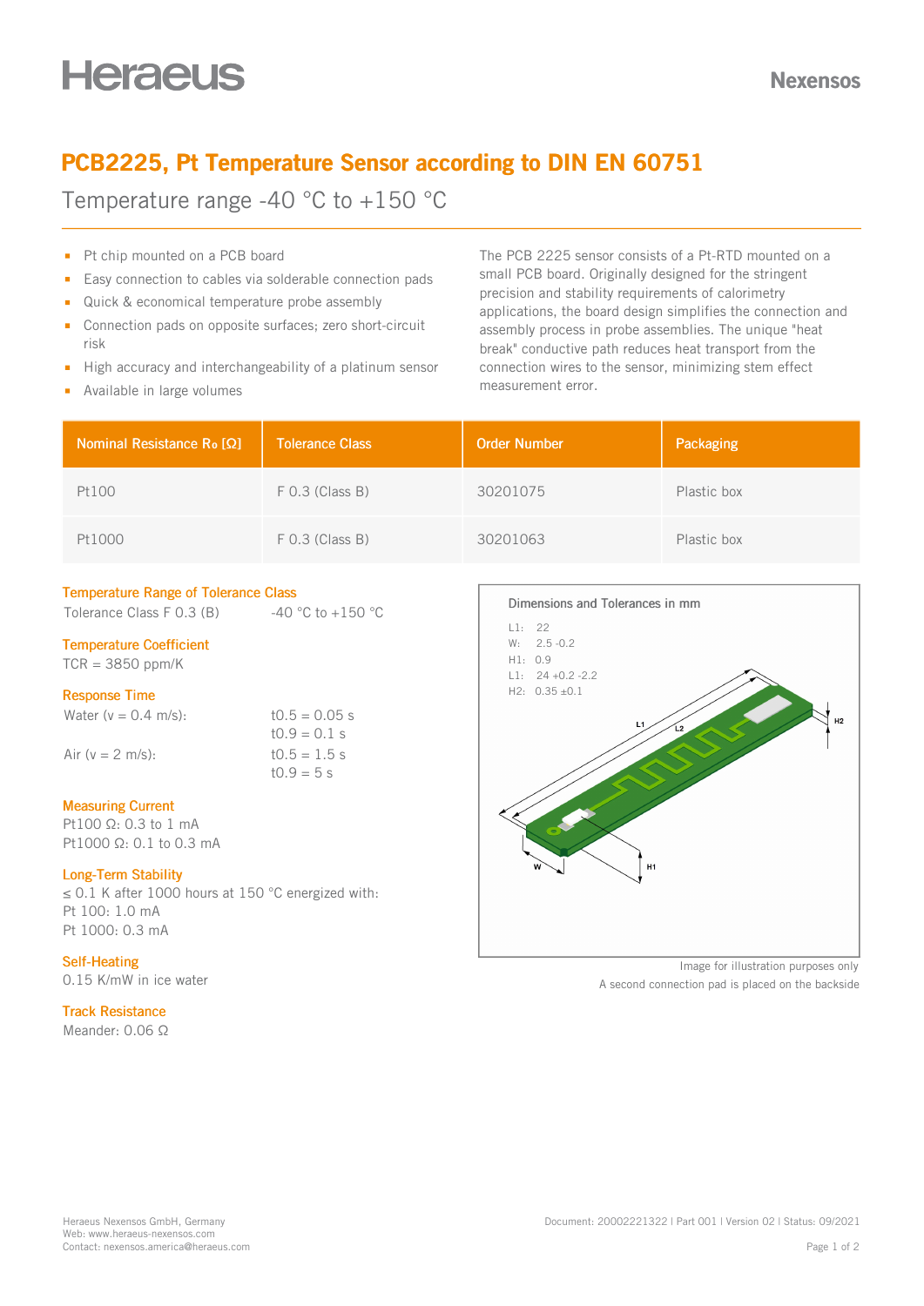# PCB2225, Pt Temperature Sensor according to DIN EN 60751

## Temperature range -40 °C to +150 °C

- Pt chip mounted on a PCB board
- Easy connection to cables via solderable connection pads
- Quick & economical temperature probe assembly
- Connection pads on opposite surfaces; zero short-circuit risk
- High accuracy and interchangeability of a platinum sensor
- Available in large volumes

The PCB 2225 sensor consists of a Pt-RTD mounted on a small PCB board. Originally designed for the stringent precision and stability requirements of calorimetry applications, the board design simplifies the connection and assembly process in probe assemblies. The unique "heat break" conductive path reduces heat transport from the connection wires to the sensor, minimizing stem effect measurement error.

| Nominal Resistance $R_0$ [Ω] | Tolerance Class | Order Number | Packaging |
|---|---|---|---|
| Pt100 | F 0.3 (Class B) | 30201075 | Plastic box |
| Pt1000 | F 0.3 (Class B) | 30201063 | Plastic box |

### Temperature Range of Tolerance Class

Tolerance Class F 0.3 (B) -40 °C to +150 °C

### Temperature Coefficient

TCR = 3850 ppm/K

### Response Time

| | |
|---|---|
| Water (v = 0.4 m/s): | $t_{0.5}$ = 0.05 s |
| | $t_{0.9}$ = 0.1 s |
| Air (v = 2 m/s): | $t_{0.5}$ = 1.5 s |
| | $t_{0.9}$ = 5 s |

### Measuring Current

Pt100 Ω: 0.3 to 1 mA
Pt1000 Ω: 0.1 to 0.3 mA

### Long-Term Stability

≤ 0.1 K after 1000 hours at 150 °C energized with:
Pt 100: 1.0 mA
Pt 1000: 0.3 mA

### Self-Heating

0.15 K/mW in ice water

### Track Resistance

Meander: 0.06 Ω

### Dimensions and Tolerances in mm

L1: 22
W: 2.5 -0.2
H1: 0.9
L1: 24 +0.2 -2.2
H2: 0.35 ±0.1

Image for illustration purposes only
A second connection pad is placed on the backside

Heraeus Nexensos GmbH, Germany
Web: www.heraeus-nexensos.com
Contact: nexensos.america@heraeus.com

Document: 20002221322 | Part 001 | Version 02 | Status: 09/2021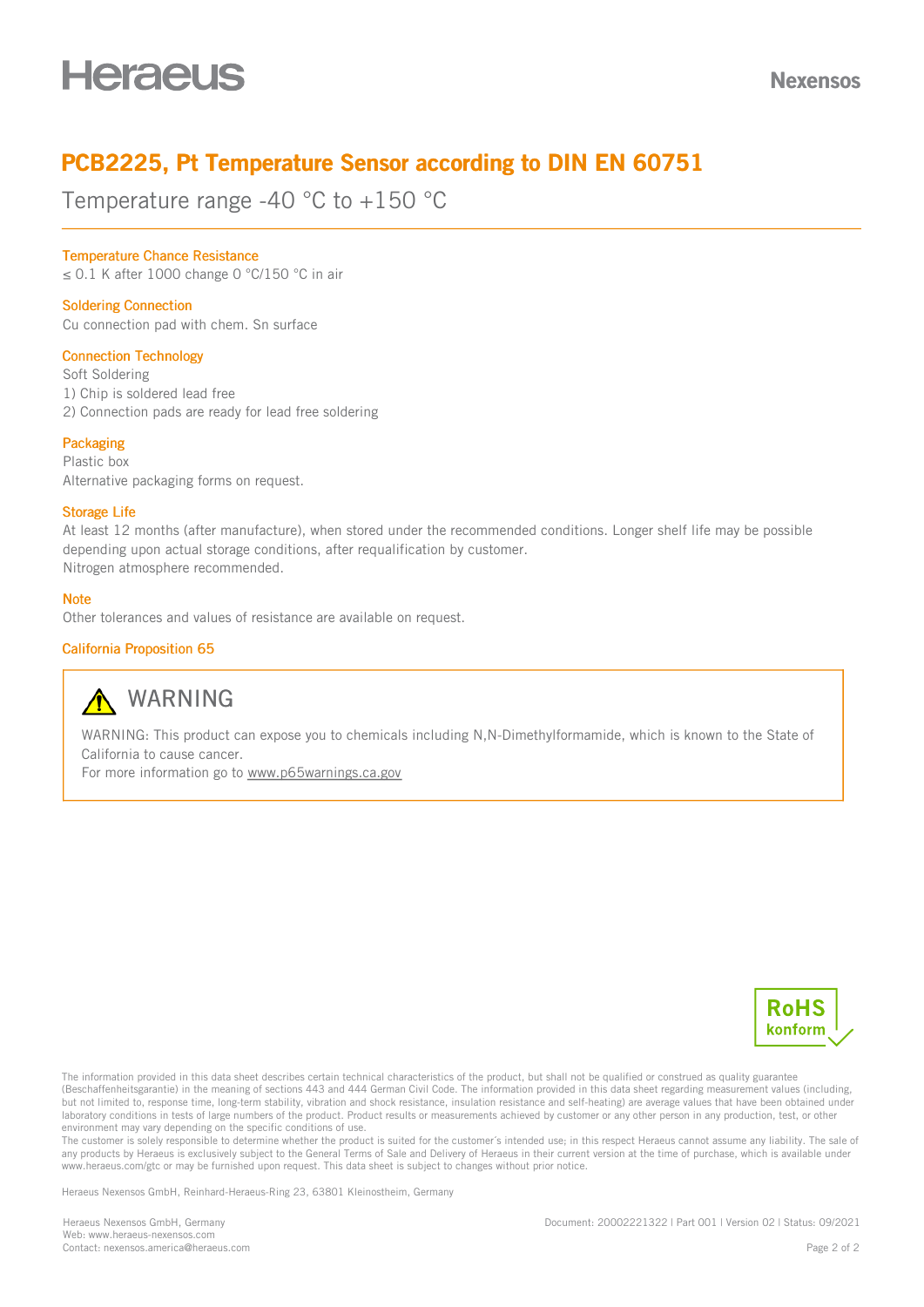# PCB2225, Pt Temperature Sensor according to DIN EN 60751

Temperature range -40 °C to +150 °C

### Temperature Chance Resistance

≤ 0.1 K after 1000 change 0 °C/150 °C in air

### Soldering Connection

Cu connection pad with chem. Sn surface

### Connection Technology

Soft Soldering
1) Chip is soldered lead free
2) Connection pads are ready for lead free soldering

### Packaging

Plastic box
Alternative packaging forms on request.

### Storage Life

At least 12 months (after manufacture), when stored under the recommended conditions. Longer shelf life may be possible depending upon actual storage conditions, after requalification by customer.
Nitrogen atmosphere recommended.

### Note

Other tolerances and values of resistance are available on request.

### California Proposition 65

**⚠ WARNING**

WARNING: This product can expose you to chemicals including N,N-Dimethylformamide, which is known to the State of California to cause cancer.
For more information go to www.p65warnings.ca.gov

RoHS konform

The information provided in this data sheet describes certain technical characteristics of the product, but shall not be qualified or construed as quality guarantee (Beschaffenheitsgarantie) in the meaning of sections 443 and 444 German Civil Code. The information provided in this data sheet regarding measurement values (including, but not limited to, response time, long-term stability, vibration and shock resistance, insulation resistance and self-heating) are average values that have been obtained under laboratory conditions in tests of large numbers of the product. Product results or measurements achieved by customer or any other person in any production, test, or other environment may vary depending on the specific conditions of use.
The customer is solely responsible to determine whether the product is suited for the customer´s intended use; in this respect Heraeus cannot assume any liability. The sale of any products by Heraeus is exclusively subject to the General Terms of Sale and Delivery of Heraeus in their current version at the time of purchase, which is available under www.heraeus.com/gtc or may be furnished upon request. This data sheet is subject to changes without prior notice.

Heraeus Nexensos GmbH, Reinhard-Heraeus-Ring 23, 63801 Kleinostheim, Germany

Heraeus Nexensos GmbH, Germany
Web: www.heraeus-nexensos.com
Contact: nexensos.america@heraeus.com

Document: 20002221322 | Part 001 | Version 02 | Status: 09/2021